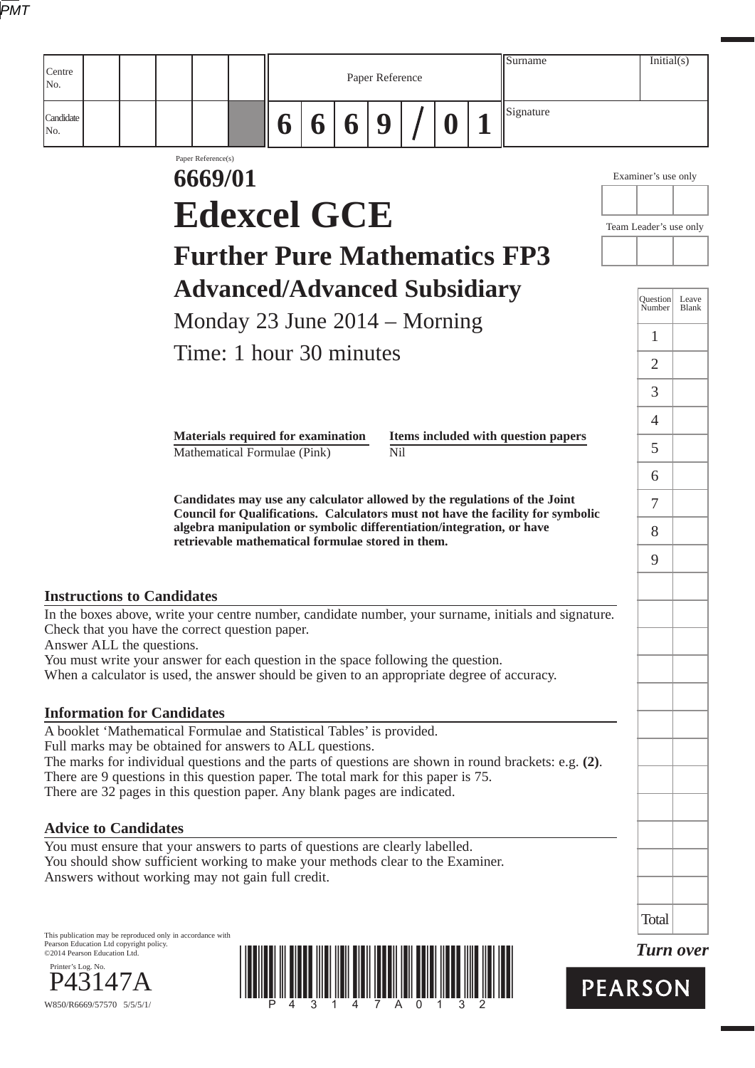| Centre No. | | | | | | Paper Reference | | | | | | | Surname | Initial(s) |
|---|---|---|---|---|---|---|---|---|---|---|---|---|---|---|
| Candidate No. | | | | | | 6 | 6 | 6 | 9 | / | 0 | 1 | Signature | |

Paper Reference(s)

# 6669/01

# Edexcel GCE

## Further Pure Mathematics FP3

## Advanced/Advanced Subsidiary

Monday 23 June 2014 – Morning

Time: 1 hour 30 minutes

| Materials required for examination | Items included with question papers |
|---|---|
| Mathematical Formulae (Pink) | Nil |

**Candidates may use any calculator allowed by the regulations of the Joint Council for Qualifications. Calculators must not have the facility for symbolic algebra manipulation or symbolic differentiation/integration, or have retrievable mathematical formulae stored in them.**

Examiner's use only

Team Leader's use only

| Question Number | Leave Blank |
|---|---|
| 1 | |
| 2 | |
| 3 | |
| 4 | |
| 5 | |
| 6 | |
| 7 | |
| 8 | |
| 9 | |
| Total | |

### Instructions to Candidates

In the boxes above, write your centre number, candidate number, your surname, initials and signature.
Check that you have the correct question paper.
Answer ALL the questions.
You must write your answer for each question in the space following the question.
When a calculator is used, the answer should be given to an appropriate degree of accuracy.

### Information for Candidates

A booklet 'Mathematical Formulae and Statistical Tables' is provided.
Full marks may be obtained for answers to ALL questions.
The marks for individual questions and the parts of questions are shown in round brackets: e.g. **(2)**.
There are 9 questions in this question paper. The total mark for this paper is 75.
There are 32 pages in this question paper. Any blank pages are indicated.

### Advice to Candidates

You must ensure that your answers to parts of questions are clearly labelled.
You should show sufficient working to make your methods clear to the Examiner.
Answers without working may not gain full credit.

This publication may be reproduced only in accordance with Pearson Education Ltd copyright policy.
©2014 Pearson Education Ltd.

Printer's Log. No.
P43147A

W850/R6669/57570 5/5/5/1/

*Turn over*

PEARSON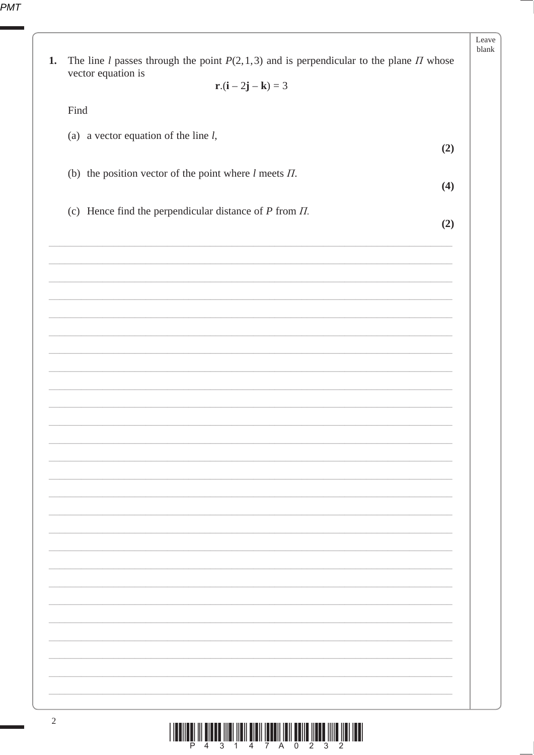**1.** The line $l$ passes through the point $P(2, 1, 3)$ and is perpendicular to the plane $\Pi$ whose vector equation is

$$\mathbf{r}.(\mathbf{i} - 2\mathbf{j} - \mathbf{k}) = 3$$

Find

(a) a vector equation of the line $l$,

**(2)**

(b) the position vector of the point where $l$ meets $\Pi$.

**(4)**

(c) Hence find the perpendicular distance of $P$ from $\Pi$.

**(2)**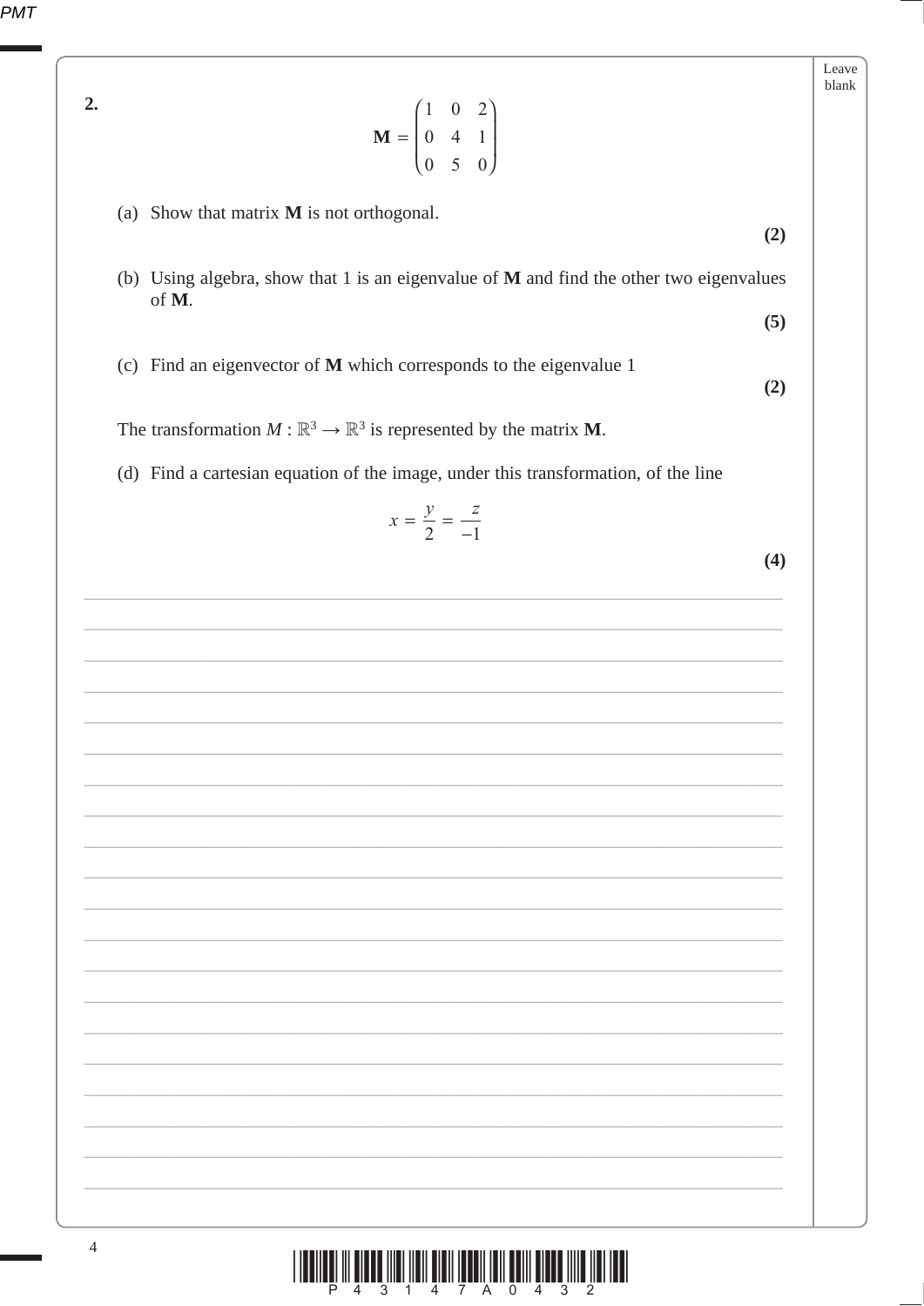**2.**

$$\mathbf{M} = \begin{pmatrix} 1 & 0 & 2 \\ 0 & 4 & 1 \\ 0 & 5 & 0 \end{pmatrix}$$

(a) Show that matrix **M** is not orthogonal.

**(2)**

(b) Using algebra, show that 1 is an eigenvalue of **M** and find the other two eigenvalues of **M**.

**(5)**

(c) Find an eigenvector of **M** which corresponds to the eigenvalue 1

**(2)**

The transformation $M : \mathbb{R}^3 \rightarrow \mathbb{R}^3$ is represented by the matrix **M**.

(d) Find a cartesian equation of the image, under this transformation, of the line

$$x = \frac{y}{2} = \frac{z}{-1}$$

**(4)**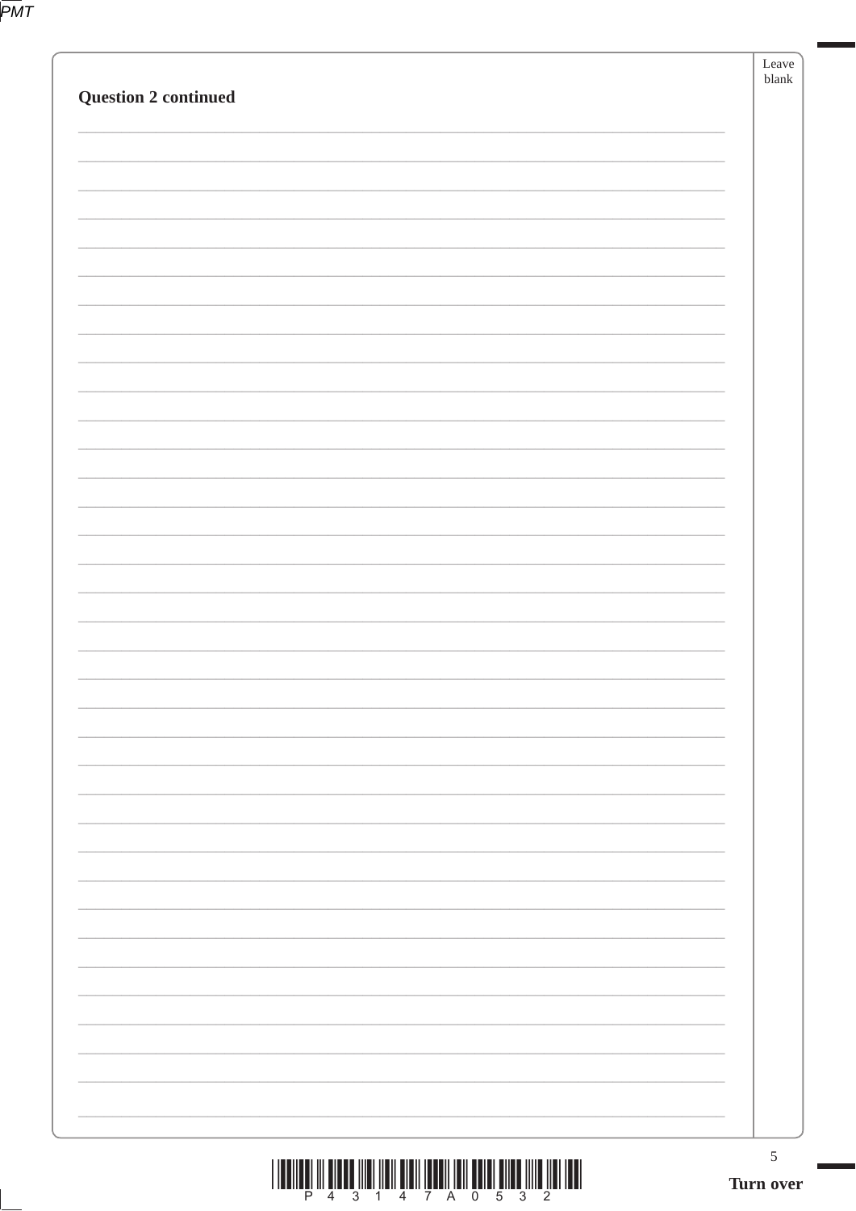**Question 2 continued**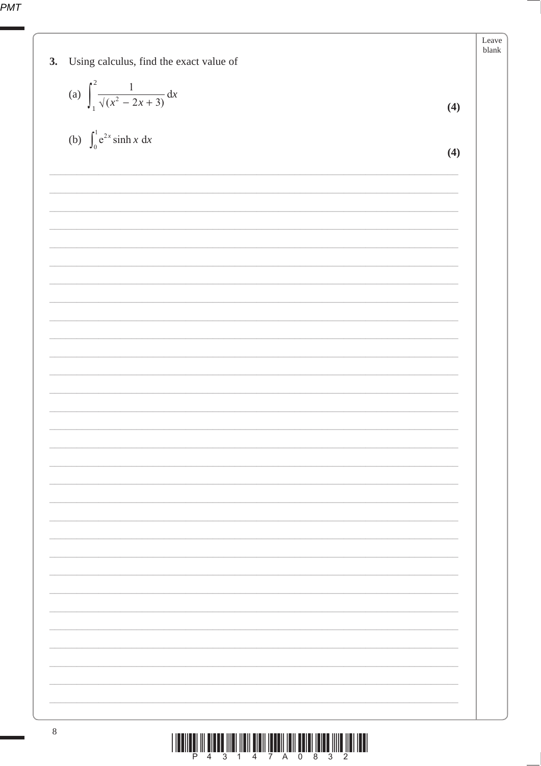**3.** Using calculus, find the exact value of

(a) $\displaystyle\int_1^2 \frac{1}{\sqrt{(x^2 - 2x + 3)}}\,\mathrm{d}x$ **(4)**

(b) $\displaystyle\int_0^1 \mathrm{e}^{2x} \sinh x \;\mathrm{d}x$ **(4)**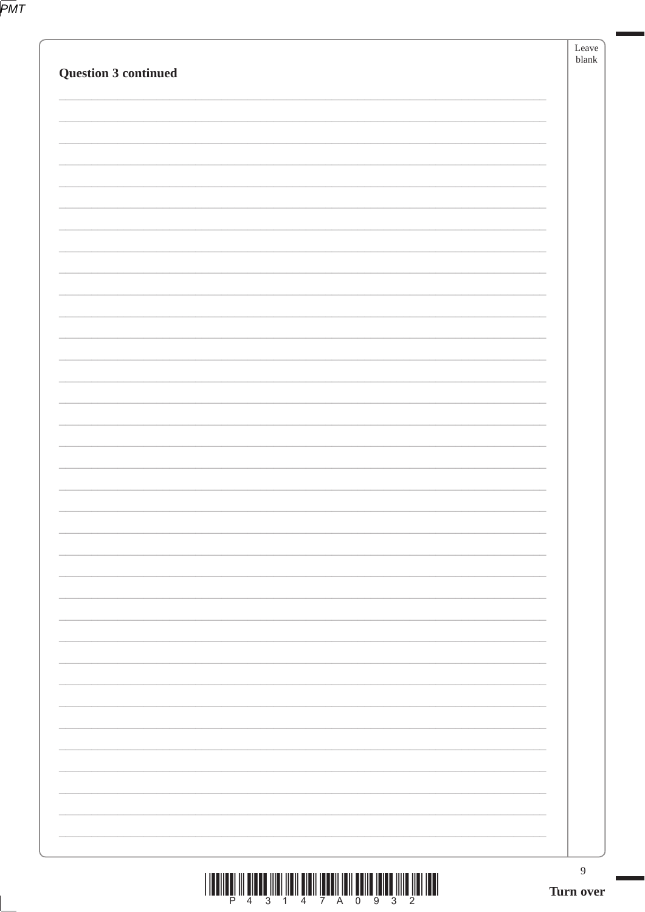**Question 3 continued**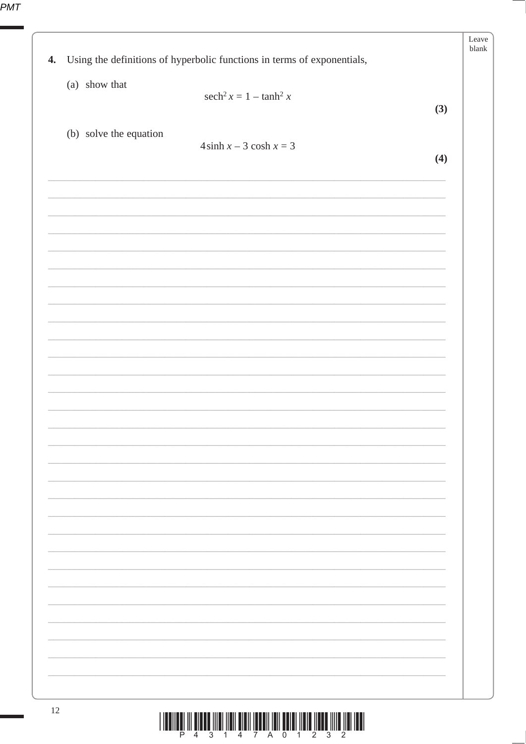**4.** Using the definitions of hyperbolic functions in terms of exponentials,

(a) show that

$$\text{sech}^2 x = 1 - \tanh^2 x$$

**(3)**

(b) solve the equation

$$4\sinh x - 3\cosh x = 3$$

**(4)**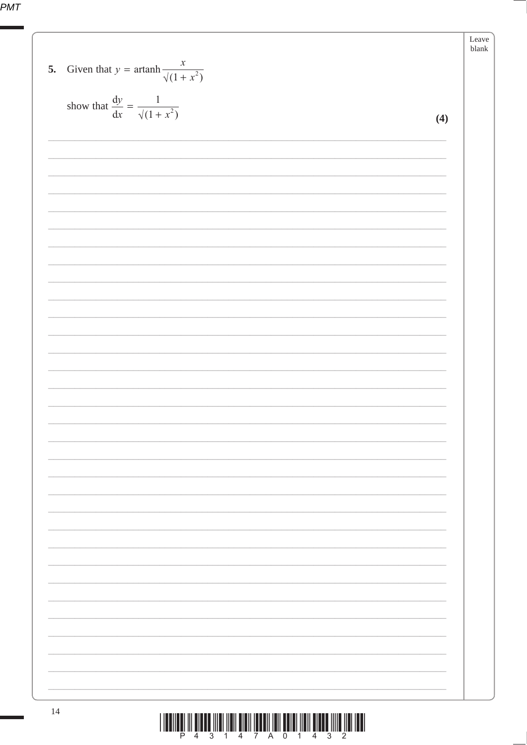**5.** Given that $y = \text{artanh}\,\dfrac{x}{\sqrt{(1+x^2)}}$

show that $\dfrac{\mathrm{d}y}{\mathrm{d}x} = \dfrac{1}{\sqrt{(1+x^2)}}$

**(4)**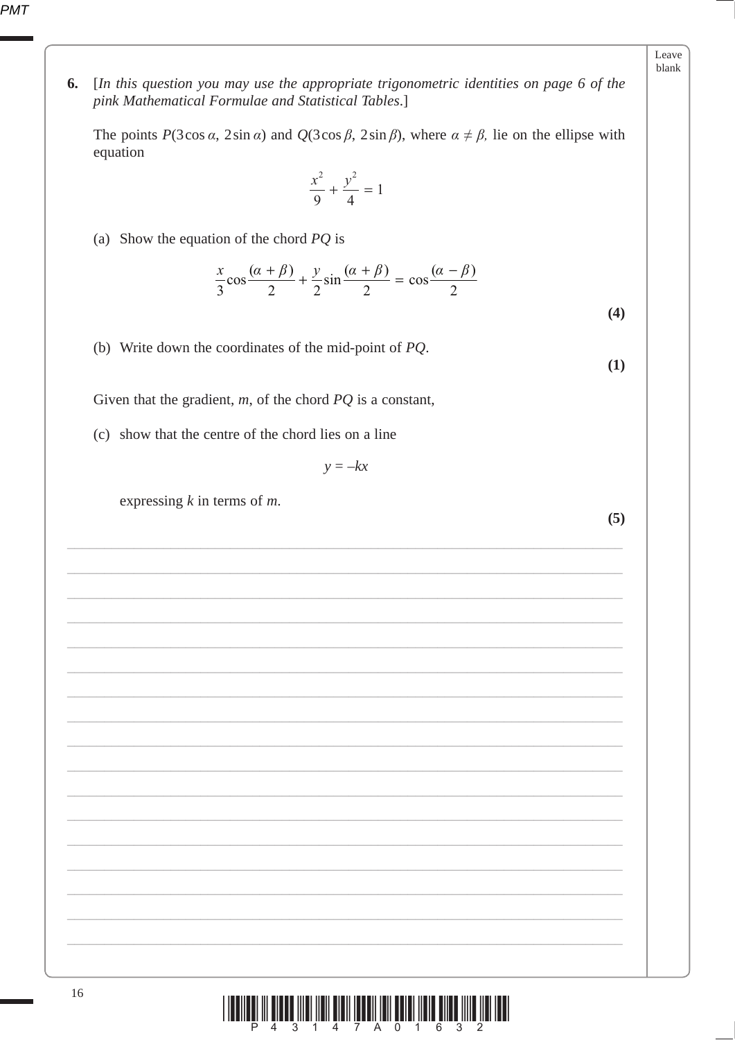**6.** [*In this question you may use the appropriate trigonometric identities on page 6 of the pink Mathematical Formulae and Statistical Tables*.]

The points $P(3\cos\alpha,\ 2\sin\alpha)$ and $Q(3\cos\beta,\ 2\sin\beta)$, where $\alpha \neq \beta$, lie on the ellipse with equation

$$\frac{x^2}{9} + \frac{y^2}{4} = 1$$

(a) Show the equation of the chord $PQ$ is

$$\frac{x}{3}\cos\frac{(\alpha+\beta)}{2} + \frac{y}{2}\sin\frac{(\alpha+\beta)}{2} = \cos\frac{(\alpha-\beta)}{2}$$

**(4)**

(b) Write down the coordinates of the mid-point of $PQ$.

**(1)**

Given that the gradient, $m$, of the chord $PQ$ is a constant,

(c) show that the centre of the chord lies on a line

$$y = -kx$$

expressing $k$ in terms of $m$.

**(5)**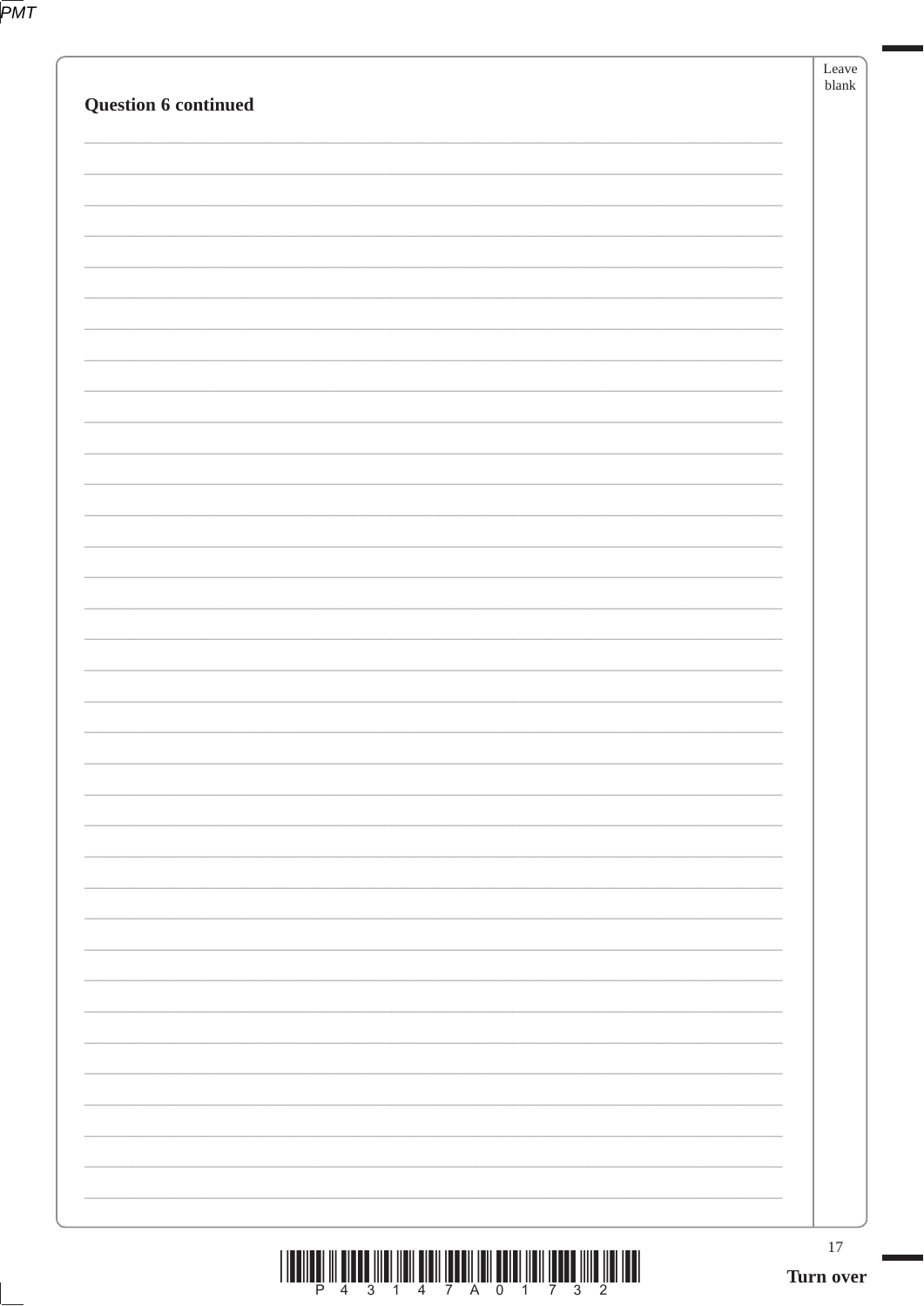**Question 6 continued**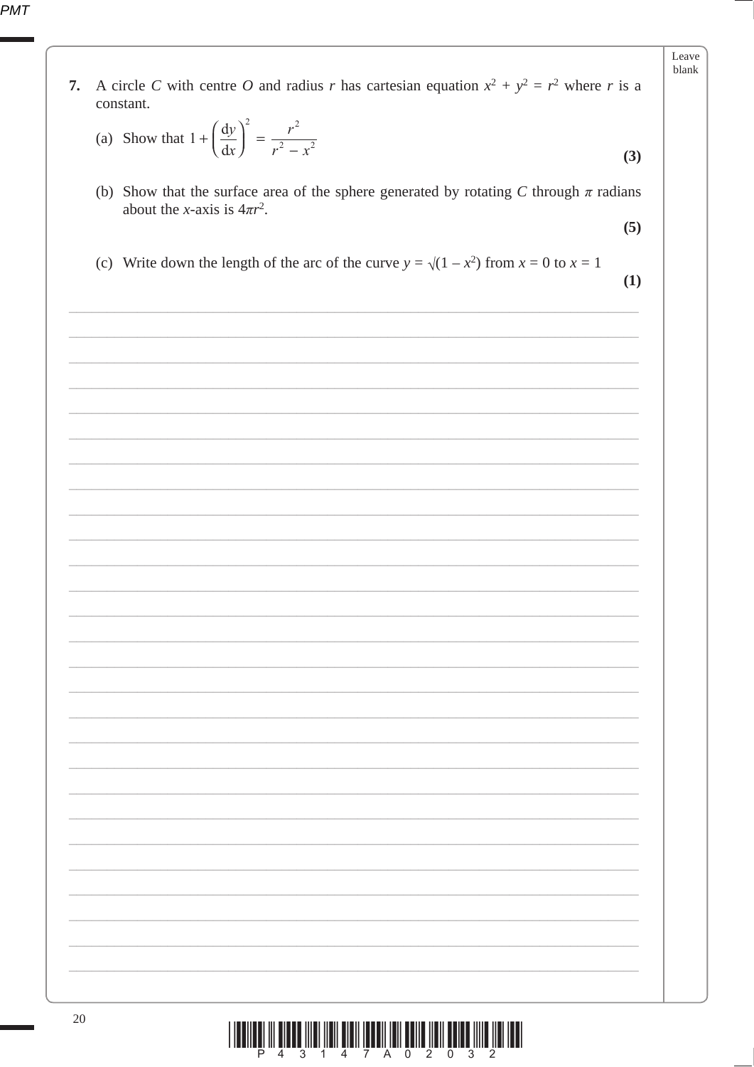**7.** A circle $C$ with centre $O$ and radius $r$ has cartesian equation $x^2 + y^2 = r^2$ where $r$ is a constant.

(a) Show that $1 + \left(\frac{dy}{dx}\right)^2 = \frac{r^2}{r^2 - x^2}$ **(3)**

(b) Show that the surface area of the sphere generated by rotating $C$ through $\pi$ radians about the $x$-axis is $4\pi r^2$. **(5)**

(c) Write down the length of the arc of the curve $y = \sqrt{(1 - x^2)}$ from $x = 0$ to $x = 1$ **(1)**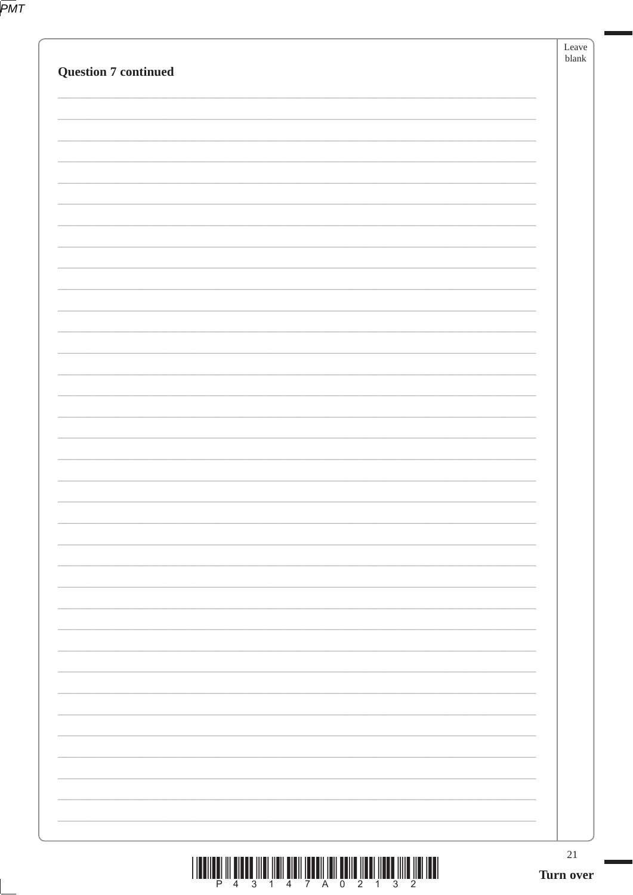**Question 7 continued**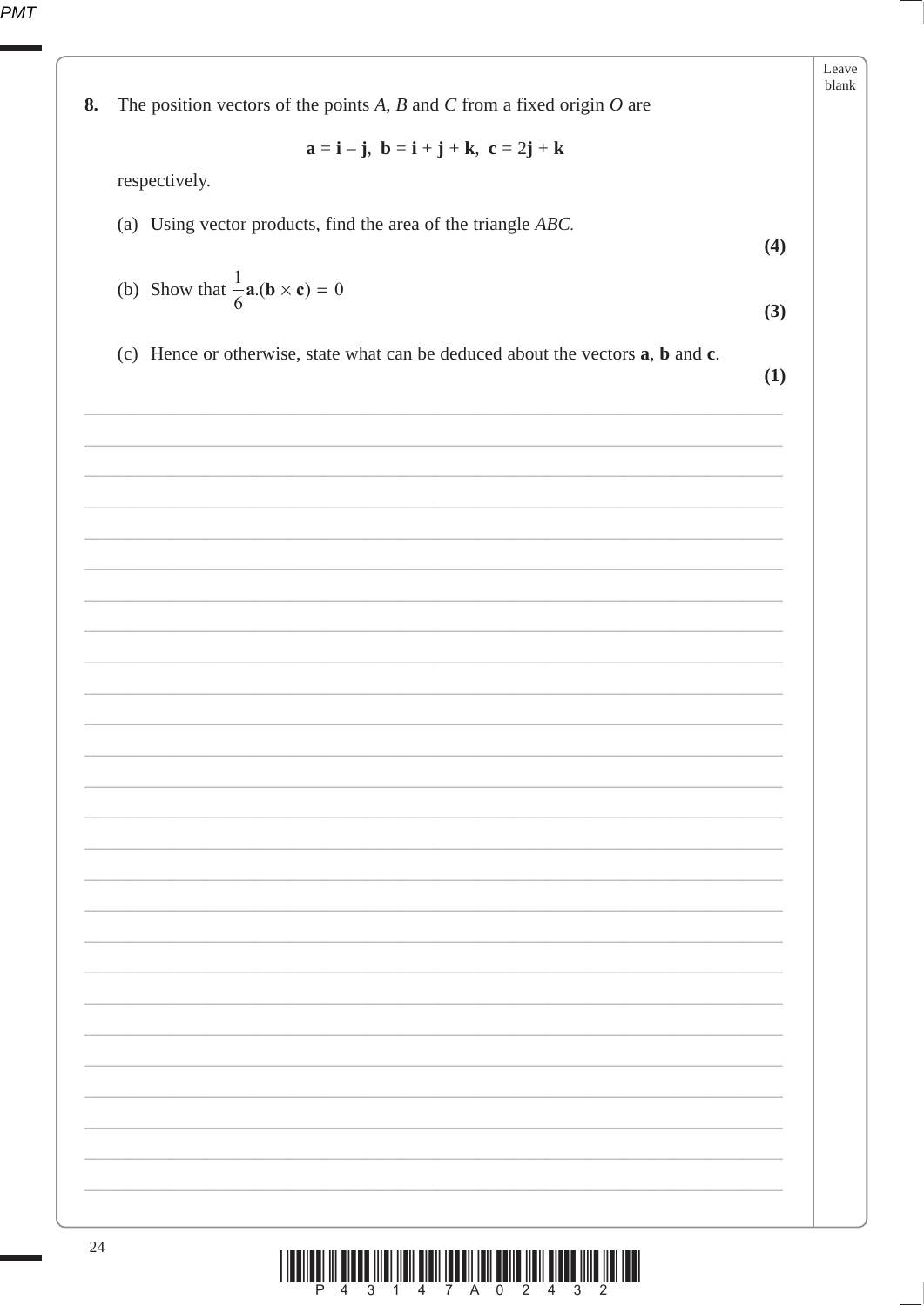**8.** The position vectors of the points $A$, $B$ and $C$ from a fixed origin $O$ are

$$\mathbf{a} = \mathbf{i} - \mathbf{j}, \;\; \mathbf{b} = \mathbf{i} + \mathbf{j} + \mathbf{k}, \;\; \mathbf{c} = 2\mathbf{j} + \mathbf{k}$$

respectively.

(a) Using vector products, find the area of the triangle $ABC$. **(4)**

(b) Show that $\frac{1}{6}\mathbf{a}.(\mathbf{b} \times \mathbf{c}) = 0$ **(3)**

(c) Hence or otherwise, state what can be deduced about the vectors $\mathbf{a}$, $\mathbf{b}$ and $\mathbf{c}$. **(1)**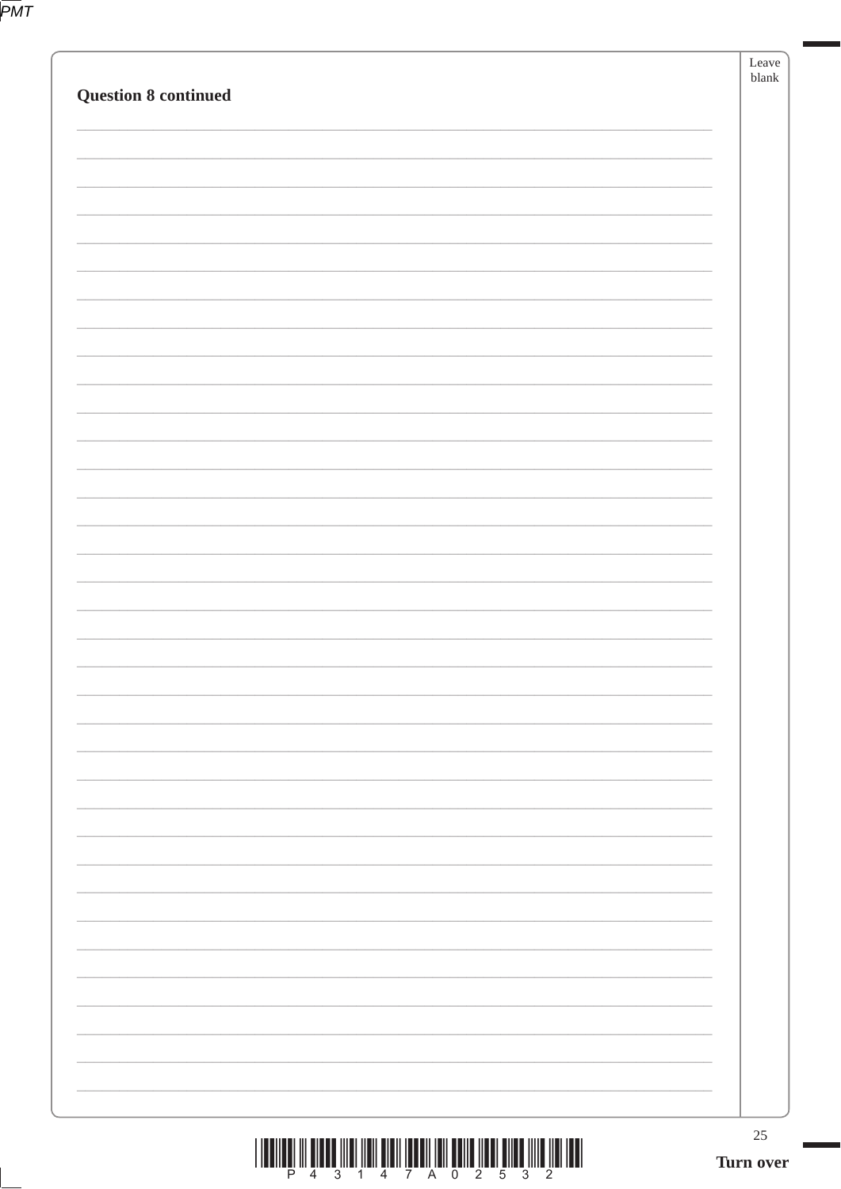**Question 8 continued**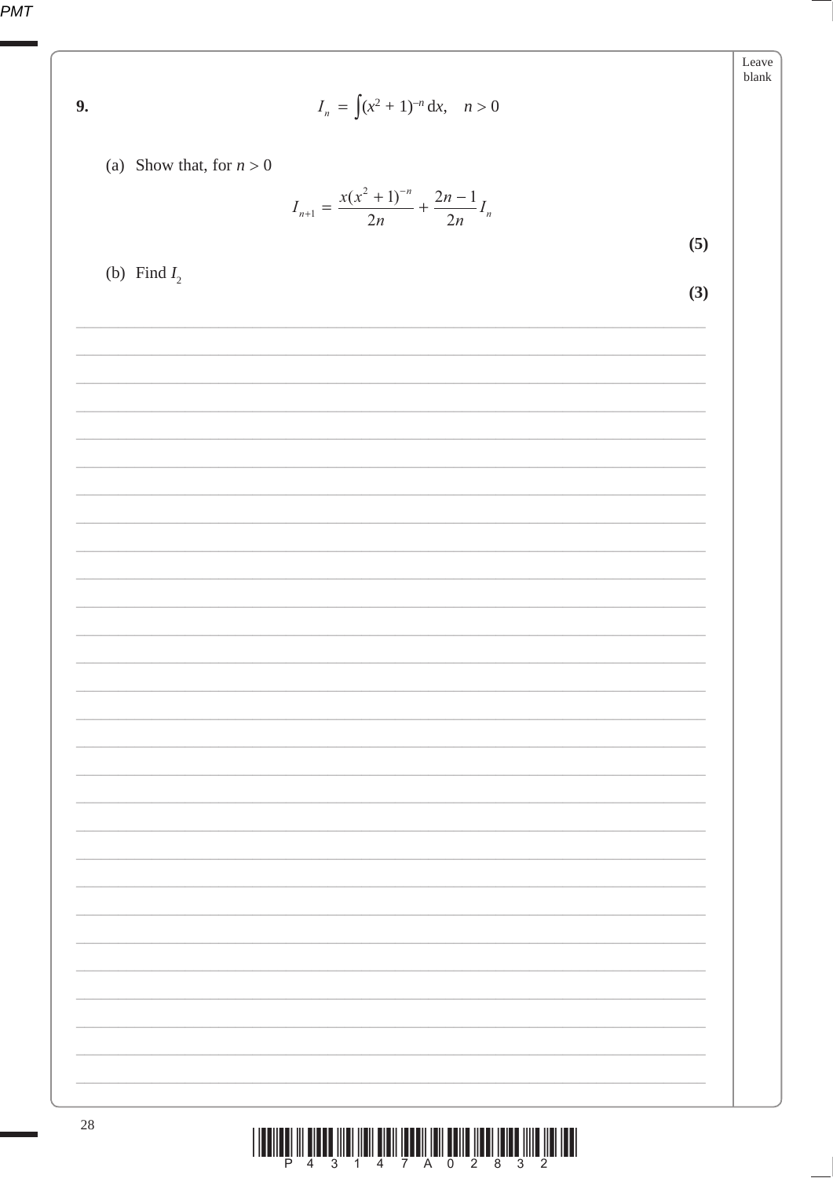**9.**

$$I_n = \int (x^2 + 1)^{-n} \, dx, \quad n > 0$$

(a) Show that, for $n > 0$

$$I_{n+1} = \frac{x(x^2 + 1)^{-n}}{2n} + \frac{2n - 1}{2n} I_n$$

**(5)**

(b) Find $I_2$

**(3)**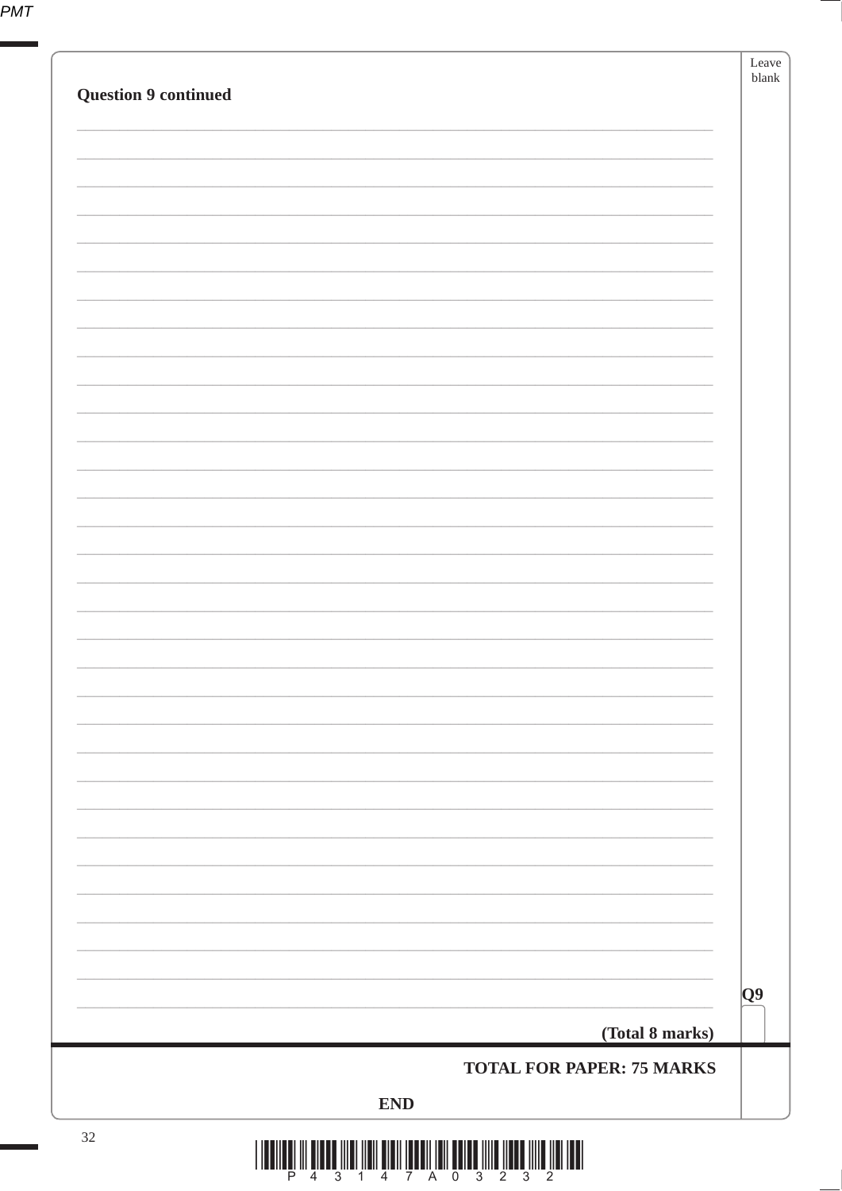**Question 9 continued**

**(Total 8 marks)**

**TOTAL FOR PAPER: 75 MARKS**

**END**